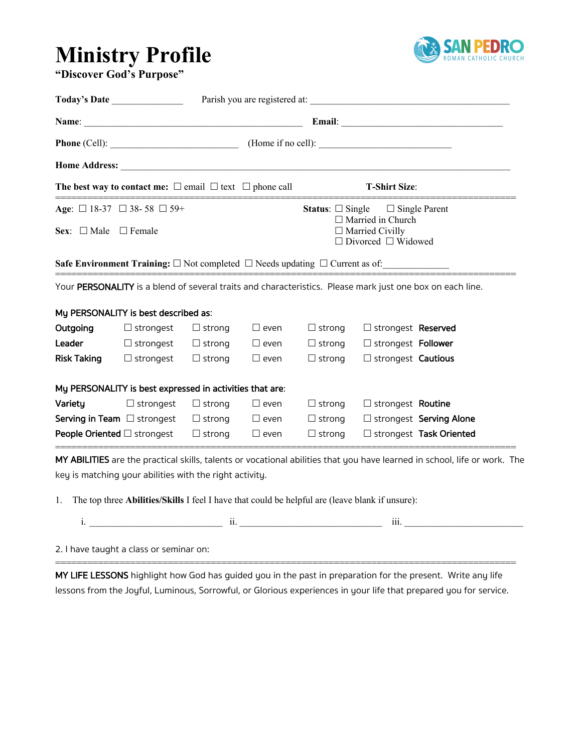# Ministry Profile

**"Discover God's Purpose"**

SAN PEDRO ROMAN CATHOLIC CHURCH

**Today's Date** _______________ Parish you are registered at: ____________________________________________

**Name**: ________________________________________________ **Email**: ___________________________________

**Phone** (Cell): ____________________________ (Home if no cell): _____________________________

**Home Address:** ______________________________________________________________________________________

**The best way to contact me:** ☐ email ☐ text ☐ phone call **T-Shirt Size**:

==================================================================================

**Age**: ☐ 18-37 ☐ 38- 58 ☐ 59+

**Sex**: ☐ Male ☐ Female

**Status**: ☐ Single ☐ Single Parent
☐ Married in Church
☐ Married Civilly
☐ Divorced ☐ Widowed

**Safe Environment Training:** ☐ Not completed ☐ Needs updating ☐ Current as of:______________

==================================================================================

Your **PERSONALITY** is a blend of several traits and characteristics. Please mark just one box on each line.

My PERSONALITY is best described as:

| | | | | | | |
|---|---|---|---|---|---|---|
| **Outgoing** | ☐ strongest | ☐ strong | ☐ even | ☐ strong | ☐ strongest | **Reserved** |
| **Leader** | ☐ strongest | ☐ strong | ☐ even | ☐ strong | ☐ strongest | **Follower** |
| **Risk Taking** | ☐ strongest | ☐ strong | ☐ even | ☐ strong | ☐ strongest | **Cautious** |

My PERSONALITY is best expressed in activities that are:

| | | | | | | |
|---|---|---|---|---|---|---|
| **Variety** | ☐ strongest | ☐ strong | ☐ even | ☐ strong | ☐ strongest | **Routine** |
| **Serving in Team** | ☐ strongest | ☐ strong | ☐ even | ☐ strong | ☐ strongest | **Serving Alone** |
| **People Oriented** | ☐ strongest | ☐ strong | ☐ even | ☐ strong | ☐ strongest | **Task Oriented** |

==================================================================================

**MY ABILITIES** are the practical skills, talents or vocational abilities that you have learned in school, life or work. The key is matching your abilities with the right activity.

1. The top three **Abilities/Skills** I feel I have that could be helpful are (leave blank if unsure):

   i. ____________________________ ii. ______________________________ iii. _________________________

2. I have taught a class or seminar on:

==================================================================================

**MY LIFE LESSONS** highlight how God has guided you in the past in preparation for the present. Write any life lessons from the Joyful, Luminous, Sorrowful, or Glorious experiences in your life that prepared you for service.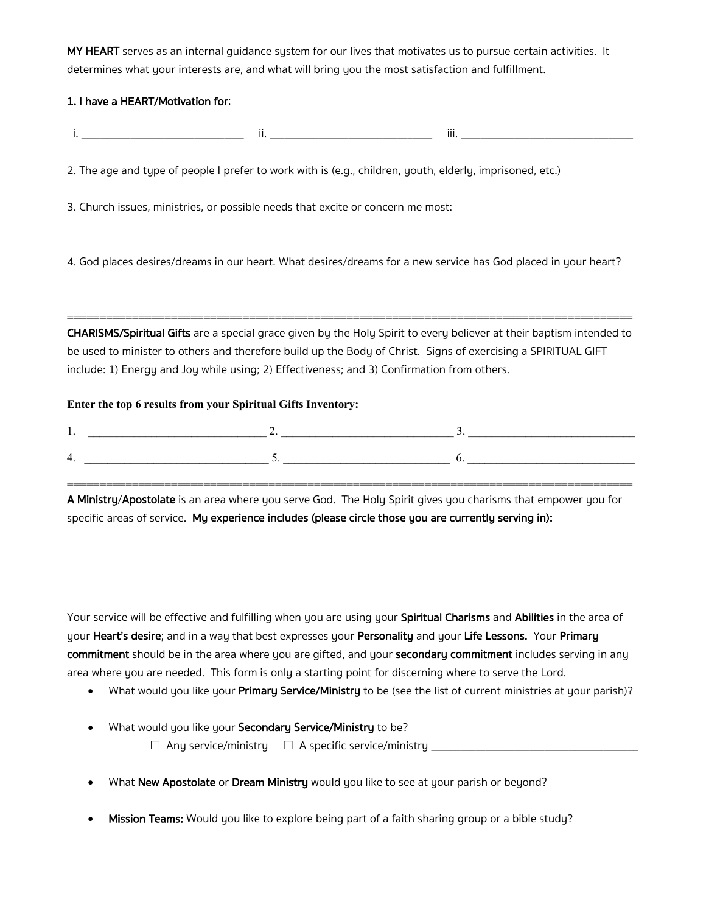**MY HEART** serves as an internal guidance system for our lives that motivates us to pursue certain activities. It determines what your interests are, and what will bring you the most satisfaction and fulfillment.

**1. I have a HEART/Motivation for**:

i. ______________________________ ii. ______________________________ iii. ________________________________

2. The age and type of people I prefer to work with is (e.g., children, youth, elderly, imprisoned, etc.)

3. Church issues, ministries, or possible needs that excite or concern me most:

4. God places desires/dreams in our heart. What desires/dreams for a new service has God placed in your heart?

==========================================================================================

**CHARISMS/Spiritual Gifts** are a special grace given by the Holy Spirit to every believer at their baptism intended to be used to minister to others and therefore build up the Body of Christ. Signs of exercising a SPIRITUAL GIFT include: 1) Energy and Joy while using; 2) Effectiveness; and 3) Confirmation from others.

**Enter the top 6 results from your Spiritual Gifts Inventory:**

1. ________________________________ 2. ______________________________ 3. ______________________________

4. ________________________________ 5. ______________________________ 6. ______________________________

==========================================================================================

**A Ministry/Apostolate** is an area where you serve God. The Holy Spirit gives you charisms that empower you for specific areas of service. **My experience includes (please circle those you are currently serving in):**

Your service will be effective and fulfilling when you are using your **Spiritual Charisms** and **Abilities** in the area of your **Heart's desire**; and in a way that best expresses your **Personality** and your **Life Lessons.** Your **Primary commitment** should be in the area where you are gifted, and your **secondary commitment** includes serving in any area where you are needed. This form is only a starting point for discerning where to serve the Lord.

- What would you like your **Primary Service/Ministry** to be (see the list of current ministries at your parish)?
- What would you like your **Secondary Service/Ministry** to be?
  ☐ Any service/ministry ☐ A specific service/ministry ______________________________________
- What **New Apostolate** or **Dream Ministry** would you like to see at your parish or beyond?
- **Mission Teams:** Would you like to explore being part of a faith sharing group or a bible study?